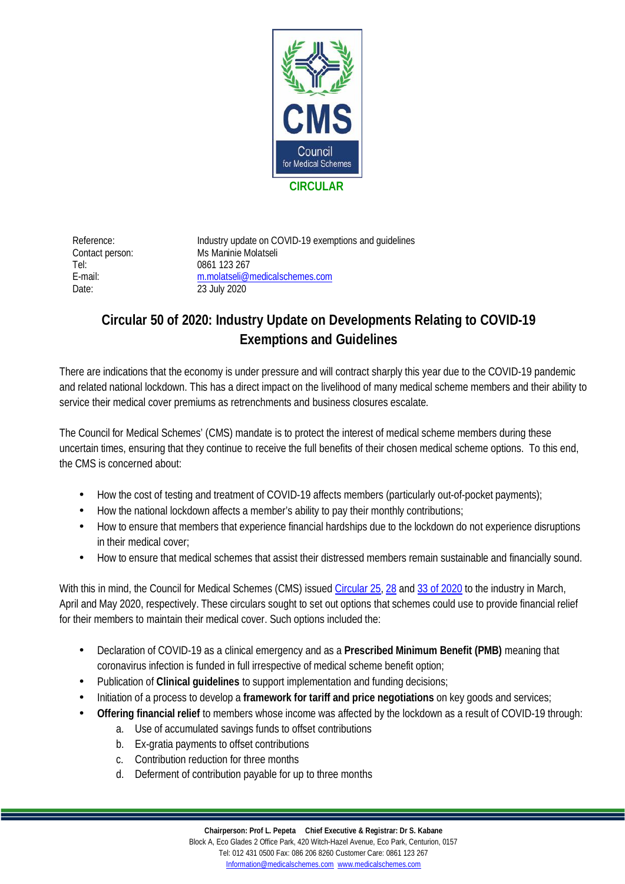CIRCULAR

| | |
|---|---|
| Reference: | Industry update on COVID-19 exemptions and guidelines |
| Contact person: | Ms Maninie Molatseli |
| Tel: | 0861 123 267 |
| E-mail: | m.molatseli@medicalschemes.com |
| Date: | 23 July 2020 |

# Circular 50 of 2020: Industry Update on Developments Relating to COVID-19 Exemptions and Guidelines

There are indications that the economy is under pressure and will contract sharply this year due to the COVID-19 pandemic and related national lockdown. This has a direct impact on the livelihood of many medical scheme members and their ability to service their medical cover premiums as retrenchments and business closures escalate.

The Council for Medical Schemes' (CMS) mandate is to protect the interest of medical scheme members during these uncertain times, ensuring that they continue to receive the full benefits of their chosen medical scheme options. To this end, the CMS is concerned about:

- How the cost of testing and treatment of COVID-19 affects members (particularly out-of-pocket payments);
- How the national lockdown affects a member's ability to pay their monthly contributions;
- How to ensure that members that experience financial hardships due to the lockdown do not experience disruptions in their medical cover;
- How to ensure that medical schemes that assist their distressed members remain sustainable and financially sound.

With this in mind, the Council for Medical Schemes (CMS) issued Circular 25, 28 and 33 of 2020 to the industry in March, April and May 2020, respectively. These circulars sought to set out options that schemes could use to provide financial relief for their members to maintain their medical cover. Such options included the:

- Declaration of COVID-19 as a clinical emergency and as a **Prescribed Minimum Benefit (PMB)** meaning that coronavirus infection is funded in full irrespective of medical scheme benefit option;
- Publication of **Clinical guidelines** to support implementation and funding decisions;
- Initiation of a process to develop a **framework for tariff and price negotiations** on key goods and services;
- **Offering financial relief** to members whose income was affected by the lockdown as a result of COVID-19 through:
    a. Use of accumulated savings funds to offset contributions
    b. Ex-gratia payments to offset contributions
    c. Contribution reduction for three months
    d. Deferment of contribution payable for up to three months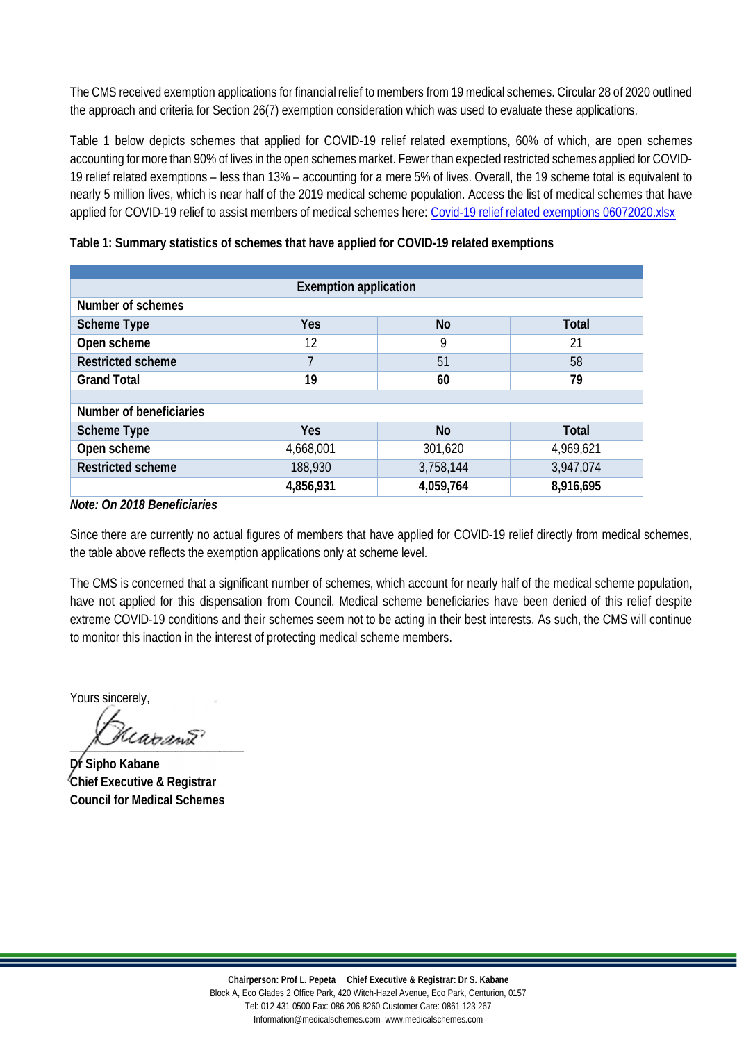The CMS received exemption applications for financial relief to members from 19 medical schemes. Circular 28 of 2020 outlined the approach and criteria for Section 26(7) exemption consideration which was used to evaluate these applications.

Table 1 below depicts schemes that applied for COVID-19 relief related exemptions, 60% of which, are open schemes accounting for more than 90% of lives in the open schemes market. Fewer than expected restricted schemes applied for COVID-19 relief related exemptions – less than 13% – accounting for a mere 5% of lives. Overall, the 19 scheme total is equivalent to nearly 5 million lives, which is near half of the 2019 medical scheme population. Access the list of medical schemes that have applied for COVID-19 relief to assist members of medical schemes here: [Covid-19 relief related exemptions 06072020.xlsx]

**Table 1: Summary statistics of schemes that have applied for COVID-19 related exemptions**

| Exemption application | | | |
|---|---|---|---|
| **Number of schemes** | | | |
| **Scheme Type** | **Yes** | **No** | **Total** |
| **Open scheme** | 12 | 9 | 21 |
| **Restricted scheme** | 7 | 51 | 58 |
| **Grand Total** | **19** | **60** | **79** |
| | | | |
| **Number of beneficiaries** | | | |
| **Scheme Type** | **Yes** | **No** | **Total** |
| **Open scheme** | 4,668,001 | 301,620 | 4,969,621 |
| **Restricted scheme** | 188,930 | 3,758,144 | 3,947,074 |
| | **4,856,931** | **4,059,764** | **8,916,695** |

***Note: On 2018 Beneficiaries***

Since there are currently no actual figures of members that have applied for COVID-19 relief directly from medical schemes, the table above reflects the exemption applications only at scheme level.

The CMS is concerned that a significant number of schemes, which account for nearly half of the medical scheme population, have not applied for this dispensation from Council. Medical scheme beneficiaries have been denied of this relief despite extreme COVID-19 conditions and their schemes seem not to be acting in their best interests. As such, the CMS will continue to monitor this inaction in the interest of protecting medical scheme members.

Yours sincerely,

**Dr Sipho Kabane**
**Chief Executive & Registrar**
**Council for Medical Schemes**

**Chairperson: Prof L. Pepeta    Chief Executive & Registrar: Dr S. Kabane**
Block A, Eco Glades 2 Office Park, 420 Witch-Hazel Avenue, Eco Park, Centurion, 0157
Tel: 012 431 0500 Fax: 086 206 8260 Customer Care: 0861 123 267
Information@medicalschemes.com www.medicalschemes.com